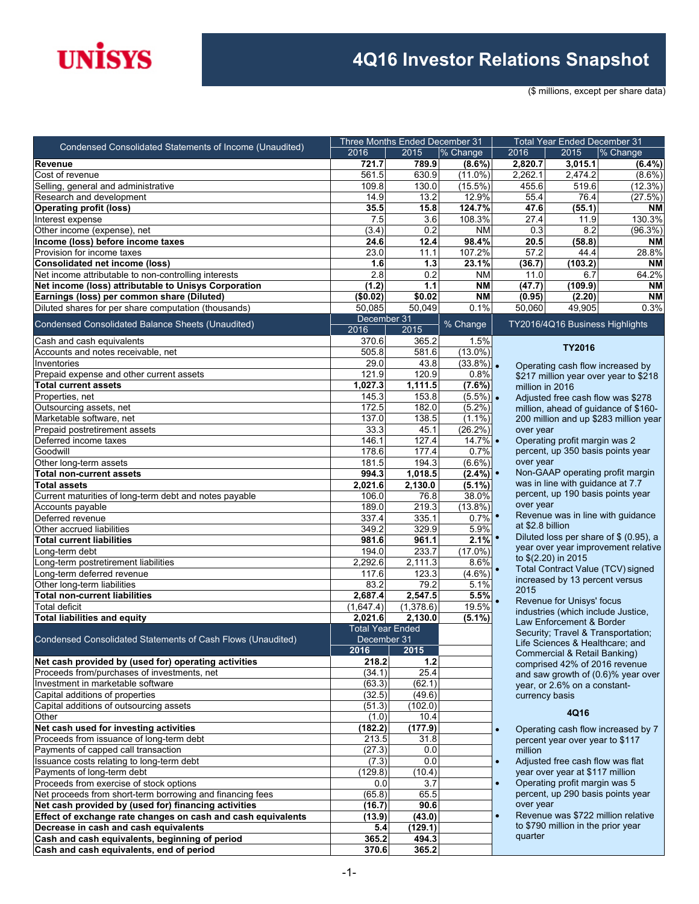UNISYS

# 4Q16 Investor Relations Snapshot

($ millions, except per share data)

| Condensed Consolidated Statements of Income (Unaudited) | Three Months Ended December 31 | | | Total Year Ended December 31 | | |
|---|---|---|---|---|---|---|
| | 2016 | 2015 | % Change | 2016 | 2015 | % Change |
| **Revenue** | **721.7** | **789.9** | **(8.6%)** | **2,820.7** | **3,015.1** | **(6.4%)** |
| Cost of revenue | 561.5 | 630.9 | (11.0%) | 2,262.1 | 2,474.2 | (8.6%) |
| Selling, general and administrative | 109.8 | 130.0 | (15.5%) | 455.6 | 519.6 | (12.3%) |
| Research and development | 14.9 | 13.2 | 12.9% | 55.4 | 76.4 | (27.5%) |
| **Operating profit (loss)** | **35.5** | **15.8** | **124.7%** | **47.6** | **(55.1)** | **NM** |
| Interest expense | 7.5 | 3.6 | 108.3% | 27.4 | 11.9 | 130.3% |
| Other income (expense), net | (3.4) | 0.2 | NM | 0.3 | 8.2 | (96.3%) |
| **Income (loss) before income taxes** | **24.6** | **12.4** | **98.4%** | **20.5** | **(58.8)** | **NM** |
| Provision for income taxes | 23.0 | 11.1 | 107.2% | 57.2 | 44.4 | 28.8% |
| **Consolidated net income (loss)** | **1.6** | **1.3** | **23.1%** | **(36.7)** | **(103.2)** | **NM** |
| Net income attributable to non-controlling interests | 2.8 | 0.2 | NM | 11.0 | 6.7 | 64.2% |
| **Net income (loss) attributable to Unisys Corporation** | **(1.2)** | **1.1** | **NM** | **(47.7)** | **(109.9)** | **NM** |
| **Earnings (loss) per common share (Diluted)** | **($0.02)** | **$0.02** | **NM** | **(0.95)** | **(2.20)** | **NM** |
| Diluted shares for per share computation (thousands) | 50,085 | 50,049 | 0.1% | 50,060 | 49,905 | 0.3% |

| Condensed Consolidated Balance Sheets (Unaudited) | December 31 | | % Change |
|---|---|---|---|
| | 2016 | 2015 | |
| Cash and cash equivalents | 370.6 | 365.2 | 1.5% |
| Accounts and notes receivable, net | 505.8 | 581.6 | (13.0%) |
| Inventories | 29.0 | 43.8 | (33.8%) |
| Prepaid expense and other current assets | 121.9 | 120.9 | 0.8% |
| **Total current assets** | **1,027.3** | **1,111.5** | **(7.6%)** |
| Properties, net | 145.3 | 153.8 | (5.5%) |
| Outsourcing assets, net | 172.5 | 182.0 | (5.2%) |
| Marketable software, net | 137.0 | 138.5 | (1.1%) |
| Prepaid postretirement assets | 33.3 | 45.1 | (26.2%) |
| Deferred income taxes | 146.1 | 127.4 | 14.7% |
| Goodwill | 178.6 | 177.4 | 0.7% |
| Other long-term assets | 181.5 | 194.3 | (6.6%) |
| **Total non-current assets** | **994.3** | **1,018.5** | **(2.4%)** |
| **Total assets** | **2,021.6** | **2,130.0** | **(5.1%)** |
| Current maturities of long-term debt and notes payable | 106.0 | 76.8 | 38.0% |
| Accounts payable | 189.0 | 219.3 | (13.8%) |
| Deferred revenue | 337.4 | 335.1 | 0.7% |
| Other accrued liabilities | 349.2 | 329.9 | 5.9% |
| **Total current liabilities** | **981.6** | **961.1** | **2.1%** |
| Long-term debt | 194.0 | 233.7 | (17.0%) |
| Long-term postretirement liabilities | 2,292.6 | 2,111.3 | 8.6% |
| Long-term deferred revenue | 117.6 | 123.3 | (4.6%) |
| Other long-term liabilities | 83.2 | 79.2 | 5.1% |
| **Total non-current liabilities** | **2,687.4** | **2,547.5** | **5.5%** |
| Total deficit | (1,647.4) | (1,378.6) | 19.5% |
| **Total liabilities and equity** | **2,021.6** | **2,130.0** | **(5.1%)** |

| Condensed Consolidated Statements of Cash Flows (Unaudited) | Total Year Ended December 31 | |
|---|---|---|
| | **2016** | **2015** |
| **Net cash provided by (used for) operating activities** | **218.2** | **1.2** |
| Proceeds from/purchases of investments, net | (34.1) | 25.4 |
| Investment in marketable software | (63.3) | (62.1) |
| Capital additions of properties | (32.5) | (49.6) |
| Capital additions of outsourcing assets | (51.3) | (102.0) |
| Other | (1.0) | 10.4 |
| **Net cash used for investing activities** | **(182.2)** | **(177.9)** |
| Proceeds from issuance of long-term debt | 213.5 | 31.8 |
| Payments of capped call transaction | (27.3) | 0.0 |
| Issuance costs relating to long-term debt | (7.3) | 0.0 |
| Payments of long-term debt | (129.8) | (10.4) |
| Proceeds from exercise of stock options | 0.0 | 3.7 |
| Net proceeds from short-term borrowing and financing fees | (65.8) | 65.5 |
| **Net cash provided by (used for) financing activities** | **(16.7)** | **90.6** |
| **Effect of exchange rate changes on cash and cash equivalents** | **(13.9)** | **(43.0)** |
| **Decrease in cash and cash equivalents** | **5.4** | **(129.1)** |
| **Cash and cash equivalents, beginning of period** | **365.2** | **494.3** |
| **Cash and cash equivalents, end of period** | **370.6** | **365.2** |

## TY2016/4Q16 Business Highlights

### TY2016

- Operating cash flow increased by $217 million year over year to $218 million in 2016
- Adjusted free cash flow was $278 million, ahead of guidance of $160-200 million and up $283 million year over year
- Operating profit margin was 2 percent, up 350 basis points year over year
- Non-GAAP operating profit margin was in line with guidance at 7.7 percent, up 190 basis points year over year
- Revenue was in line with guidance at $2.8 billion
- Diluted loss per share of $ (0.95), a year over year improvement relative to $(2.20) in 2015
- Total Contract Value (TCV) signed increased by 13 percent versus 2015
- Revenue for Unisys' focus industries (which include Justice, Law Enforcement & Border Security; Travel & Transportation; Life Sciences & Healthcare; and Commercial & Retail Banking) comprised 42% of 2016 revenue and saw growth of (0.6)% year over year, or 2.6% on a constant-currency basis

### 4Q16

- Operating cash flow increased by 7 percent year over year to $117 million
- Adjusted free cash flow was flat year over year at $117 million
- Operating profit margin was 5 percent, up 290 basis points year over year
- Revenue was $722 million relative to $790 million in the prior year quarter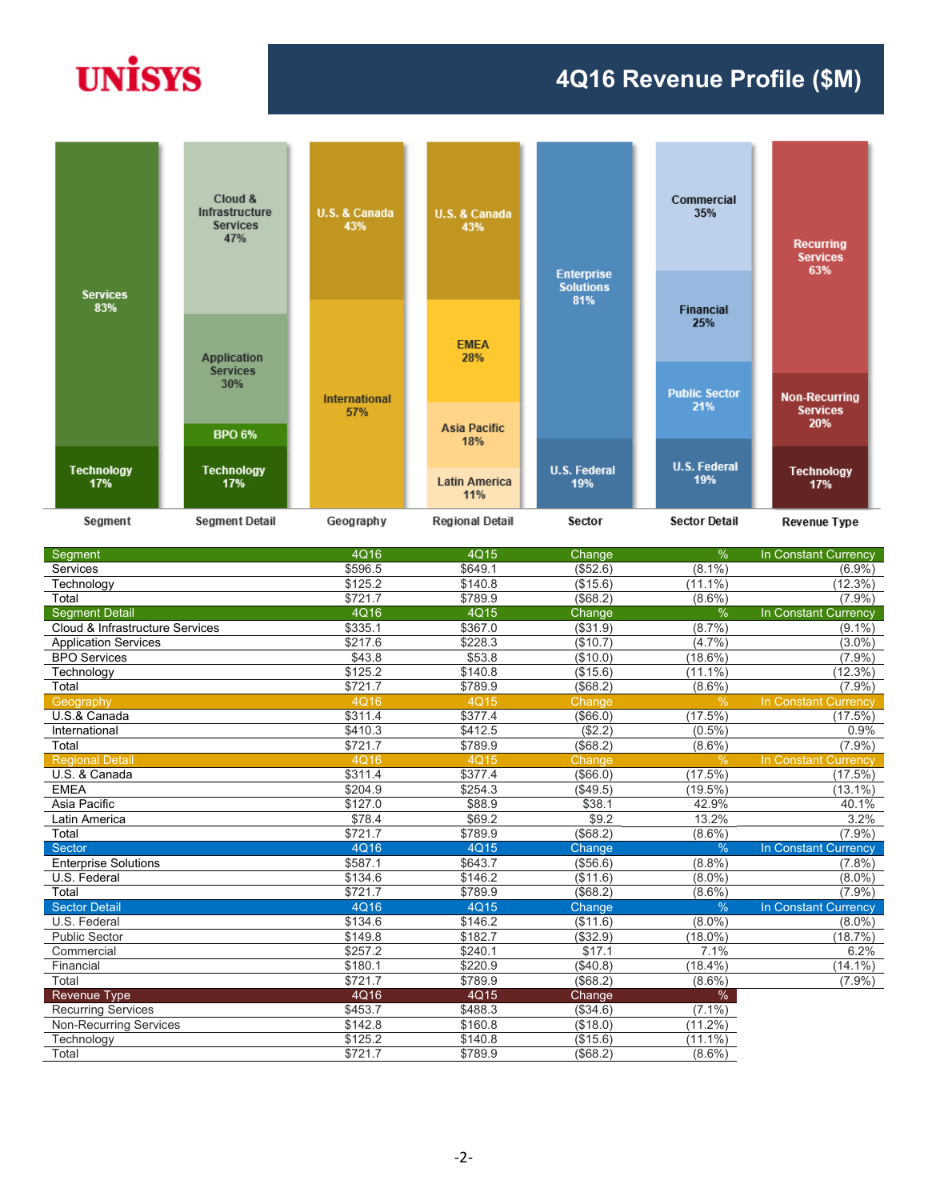UNISYS

# 4Q16 Revenue Profile ($M)

Services 83%
Technology 17%
Segment

Cloud & Infrastructure Services 47%
Application Services 30%
BPO 6%
Technology 17%
Segment Detail

U.S. & Canada 43%
International 57%
Geography

U.S. & Canada 43%
EMEA 28%
Asia Pacific 18%
Latin America 11%
Regional Detail

Enterprise Solutions 81%
U.S. Federal 19%
Sector

Commercial 35%
Financial 25%
Public Sector 21%
U.S. Federal 19%
Sector Detail

Recurring Services 63%
Non-Recurring Services 20%
Technology 17%
Revenue Type

| Segment | 4Q16 | 4Q15 | Change | % | In Constant Currency |
|---|---|---|---|---|---|
| Services | $596.5 | $649.1 | ($52.6) | (8.1%) | (6.9%) |
| Technology | $125.2 | $140.8 | ($15.6) | (11.1%) | (12.3%) |
| Total | $721.7 | $789.9 | ($68.2) | (8.6%) | (7.9%) |
| **Segment Detail** | **4Q16** | **4Q15** | **Change** | **%** | **In Constant Currency** |
| Cloud & Infrastructure Services | $335.1 | $367.0 | ($31.9) | (8.7%) | (9.1%) |
| Application Services | $217.6 | $228.3 | ($10.7) | (4.7%) | (3.0%) |
| BPO Services | $43.8 | $53.8 | ($10.0) | (18.6%) | (7.9%) |
| Technology | $125.2 | $140.8 | ($15.6) | (11.1%) | (12.3%) |
| Total | $721.7 | $789.9 | ($68.2) | (8.6%) | (7.9%) |
| **Geography** | **4Q16** | **4Q15** | **Change** | **%** | **In Constant Currency** |
| U.S.& Canada | $311.4 | $377.4 | ($66.0) | (17.5%) | (17.5%) |
| International | $410.3 | $412.5 | ($2.2) | (0.5%) | 0.9% |
| Total | $721.7 | $789.9 | ($68.2) | (8.6%) | (7.9%) |
| **Regional Detail** | **4Q16** | **4Q15** | **Change** | **%** | **In Constant Currency** |
| U.S. & Canada | $311.4 | $377.4 | ($66.0) | (17.5%) | (17.5%) |
| EMEA | $204.9 | $254.3 | ($49.5) | (19.5%) | (13.1%) |
| Asia Pacific | $127.0 | $88.9 | $38.1 | 42.9% | 40.1% |
| Latin America | $78.4 | $69.2 | $9.2 | 13.2% | 3.2% |
| Total | $721.7 | $789.9 | ($68.2) | (8.6%) | (7.9%) |
| **Sector** | **4Q16** | **4Q15** | **Change** | **%** | **In Constant Currency** |
| Enterprise Solutions | $587.1 | $643.7 | ($56.6) | (8.8%) | (7.8%) |
| U.S. Federal | $134.6 | $146.2 | ($11.6) | (8.0%) | (8.0%) |
| Total | $721.7 | $789.9 | ($68.2) | (8.6%) | (7.9%) |
| **Sector Detail** | **4Q16** | **4Q15** | **Change** | **%** | **In Constant Currency** |
| U.S. Federal | $134.6 | $146.2 | ($11.6) | (8.0%) | (8.0%) |
| Public Sector | $149.8 | $182.7 | ($32.9) | (18.0%) | (18.7%) |
| Commercial | $257.2 | $240.1 | $17.1 | 7.1% | 6.2% |
| Financial | $180.1 | $220.9 | ($40.8) | (18.4%) | (14.1%) |
| Total | $721.7 | $789.9 | ($68.2) | (8.6%) | (7.9%) |
| **Revenue Type** | **4Q16** | **4Q15** | **Change** | **%** | |
| Recurring Services | $453.7 | $488.3 | ($34.6) | (7.1%) | |
| Non-Recurring Services | $142.8 | $160.8 | ($18.0) | (11.2%) | |
| Technology | $125.2 | $140.8 | ($15.6) | (11.1%) | |
| Total | $721.7 | $789.9 | ($68.2) | (8.6%) | |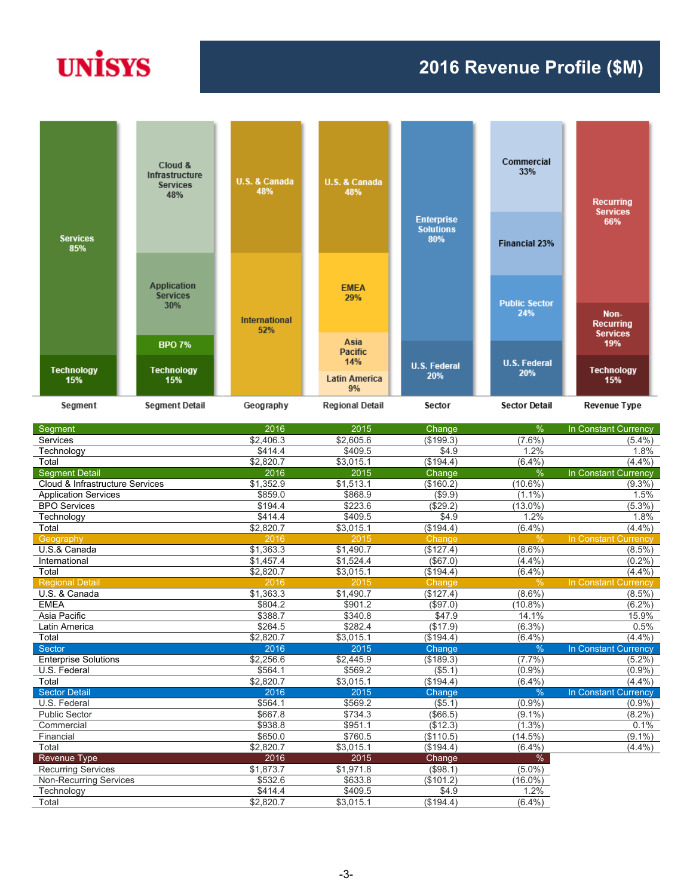UNISYS

# 2016 Revenue Profile ($M)

Services 85%
Technology 15%
Segment

Cloud & Infrastructure Services 48%
Application Services 30%
BPO 7%
Technology 15%
Segment Detail

U.S. & Canada 48%
International 52%
Geography

U.S. & Canada 48%
EMEA 29%
Asia Pacific 14%
Latin America 9%
Regional Detail

Enterprise Solutions 80%
U.S. Federal 20%
Sector

Commercial 33%
Financial 23%
Public Sector 24%
U.S. Federal 20%
Sector Detail

Recurring Services 66%
Non-Recurring Services 19%
Technology 15%
Revenue Type

| Segment | 2016 | 2015 | Change | % | In Constant Currency |
|---|---|---|---|---|---|
| Services | $2,406.3 | $2,605.6 | ($199.3) | (7.6%) | (5.4%) |
| Technology | $414.4 | $409.5 | $4.9 | 1.2% | 1.8% |
| Total | $2,820.7 | $3,015.1 | ($194.4) | (6.4%) | (4.4%) |
| **Segment Detail** | **2016** | **2015** | **Change** | **%** | **In Constant Currency** |
| Cloud & Infrastructure Services | $1,352.9 | $1,513.1 | ($160.2) | (10.6%) | (9.3%) |
| Application Services | $859.0 | $868.9 | ($9.9) | (1.1%) | 1.5% |
| BPO Services | $194.4 | $223.6 | ($29.2) | (13.0%) | (5.3%) |
| Technology | $414.4 | $409.5 | $4.9 | 1.2% | 1.8% |
| Total | $2,820.7 | $3,015.1 | ($194.4) | (6.4%) | (4.4%) |
| **Geography** | **2016** | **2015** | **Change** | **%** | **In Constant Currency** |
| U.S.& Canada | $1,363.3 | $1,490.7 | ($127.4) | (8.6%) | (8.5%) |
| International | $1,457.4 | $1,524.4 | ($67.0) | (4.4%) | (0.2%) |
| Total | $2,820.7 | $3,015.1 | ($194.4) | (6.4%) | (4.4%) |
| **Regional Detail** | **2016** | **2015** | **Change** | **%** | **In Constant Currency** |
| U.S. & Canada | $1,363.3 | $1,490.7 | ($127.4) | (8.6%) | (8.5%) |
| EMEA | $804.2 | $901.2 | ($97.0) | (10.8%) | (6.2%) |
| Asia Pacific | $388.7 | $340.8 | $47.9 | 14.1% | 15.9% |
| Latin America | $264.5 | $282.4 | ($17.9) | (6.3%) | 0.5% |
| Total | $2,820.7 | $3,015.1 | ($194.4) | (6.4%) | (4.4%) |
| **Sector** | **2016** | **2015** | **Change** | **%** | **In Constant Currency** |
| Enterprise Solutions | $2,256.6 | $2,445.9 | ($189.3) | (7.7%) | (5.2%) |
| U.S. Federal | $564.1 | $569.2 | ($5.1) | (0.9%) | (0.9%) |
| Total | $2,820.7 | $3,015.1 | ($194.4) | (6.4%) | (4.4%) |
| **Sector Detail** | **2016** | **2015** | **Change** | **%** | **In Constant Currency** |
| U.S. Federal | $564.1 | $569.2 | ($5.1) | (0.9%) | (0.9%) |
| Public Sector | $667.8 | $734.3 | ($66.5) | (9.1%) | (8.2%) |
| Commercial | $938.8 | $951.1 | ($12.3) | (1.3%) | 0.1% |
| Financial | $650.0 | $760.5 | ($110.5) | (14.5%) | (9.1%) |
| Total | $2,820.7 | $3,015.1 | ($194.4) | (6.4%) | (4.4%) |
| **Revenue Type** | **2016** | **2015** | **Change** | **%** | |
| Recurring Services | $1,873.7 | $1,971.8 | ($98.1) | (5.0%) | |
| Non-Recurring Services | $532.6 | $633.8 | ($101.2) | (16.0%) | |
| Technology | $414.4 | $409.5 | $4.9 | 1.2% | |
| Total | $2,820.7 | $3,015.1 | ($194.4) | (6.4%) | |